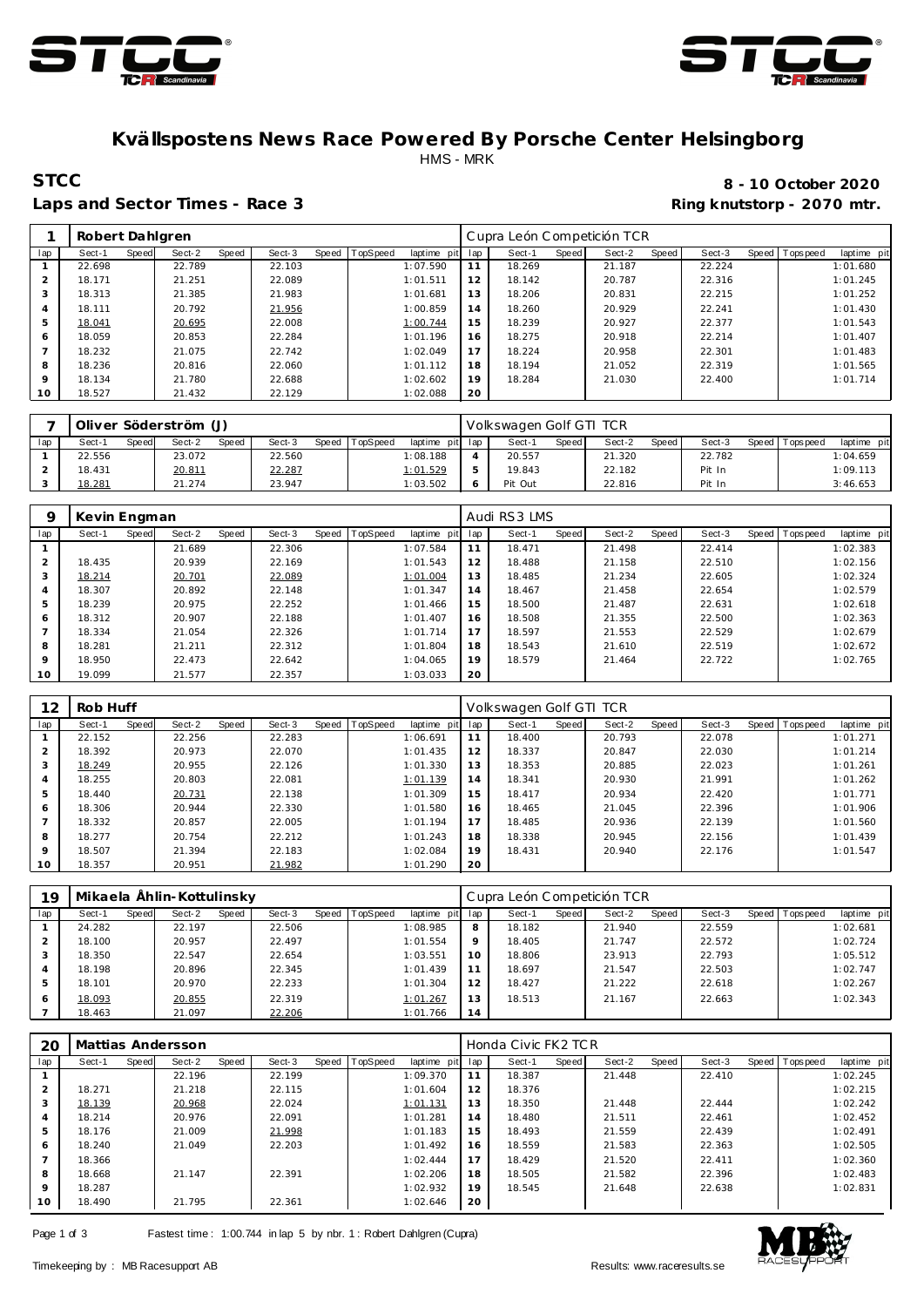# Kvällspostens News Race Powered By Porsche Center Helsingborg

HMS - MRK

**STCC**

**8 - 10 October 2020**

**Laps and Sector Times - Race 3**

**Ring knutstorp - 2070 mtr.**

| 1 | Robert Dahlgren | | | | | | | | Cupra León Competición TCR | | | | | | | | |
|---|---|---|---|---|---|---|---|---|---|---|---|---|---|---|---|---|---|
| lap | Sect-1 | Speed | Sect-2 | Speed | Sect-3 | Speed | TopSpeed | laptime pit | lap | Sect-1 | Speed | Sect-2 | Speed | Sect-3 | Speed | Topspeed | laptime pit |
| 1 | 22.698 | | 22.789 | | 22.103 | | | 1:07.590 | 11 | 18.269 | | 21.187 | | 22.224 | | | 1:01.680 |
| 2 | 18.171 | | 21.251 | | 22.089 | | | 1:01.511 | 12 | 18.142 | | 20.787 | | 22.316 | | | 1:01.245 |
| 3 | 18.313 | | 21.385 | | 21.983 | | | 1:01.681 | 13 | 18.206 | | 20.831 | | 22.215 | | | 1:01.252 |
| 4 | 18.111 | | 20.792 | | 21.956 | | | 1:00.859 | 14 | 18.260 | | 20.929 | | 22.241 | | | 1:01.430 |
| 5 | 18.041 | | 20.695 | | 22.008 | | | 1:00.744 | 15 | 18.239 | | 20.927 | | 22.377 | | | 1:01.543 |
| 6 | 18.059 | | 20.853 | | 22.284 | | | 1:01.196 | 16 | 18.275 | | 20.918 | | 22.214 | | | 1:01.407 |
| 7 | 18.232 | | 21.075 | | 22.742 | | | 1:02.049 | 17 | 18.224 | | 20.958 | | 22.301 | | | 1:01.483 |
| 8 | 18.236 | | 20.816 | | 22.060 | | | 1:01.112 | 18 | 18.194 | | 21.052 | | 22.319 | | | 1:01.565 |
| 9 | 18.134 | | 21.780 | | 22.688 | | | 1:02.602 | 19 | 18.284 | | 21.030 | | 22.400 | | | 1:01.714 |
| 10 | 18.527 | | 21.432 | | 22.129 | | | 1:02.088 | 20 | | | | | | | | |

| 7 | Oliver Söderström (J) | | | | | | | | Volkswagen Golf GTI TCR | | | | | | | | |
|---|---|---|---|---|---|---|---|---|---|---|---|---|---|---|---|---|---|
| lap | Sect-1 | Speed | Sect-2 | Speed | Sect-3 | Speed | TopSpeed | laptime pit | lap | Sect-1 | Speed | Sect-2 | Speed | Sect-3 | Speed | Topspeed | laptime pit |
| 1 | 22.556 | | 23.072 | | 22.560 | | | 1:08.188 | 4 | 20.557 | | 21.320 | | 22.782 | | | 1:04.659 |
| 2 | 18.431 | | 20.811 | | 22.287 | | | 1:01.529 | 5 | 19.843 | | 22.182 | | Pit In | | | 1:09.113 |
| 3 | 18.281 | | 21.274 | | 23.947 | | | 1:03.502 | 6 | Pit Out | | 22.816 | | Pit In | | | 3:46.653 |

| 9 | Kevin Engman | | | | | | | | Audi RS3 LMS | | | | | | | | |
|---|---|---|---|---|---|---|---|---|---|---|---|---|---|---|---|---|---|
| lap | Sect-1 | Speed | Sect-2 | Speed | Sect-3 | Speed | TopSpeed | laptime pit | lap | Sect-1 | Speed | Sect-2 | Speed | Sect-3 | Speed | Topspeed | laptime pit |
| 1 | | | 21.689 | | 22.306 | | | 1:07.584 | 11 | 18.471 | | 21.498 | | 22.414 | | | 1:02.383 |
| 2 | 18.435 | | 20.939 | | 22.169 | | | 1:01.543 | 12 | 18.488 | | 21.158 | | 22.510 | | | 1:02.156 |
| 3 | 18.214 | | 20.701 | | 22.089 | | | 1:01.004 | 13 | 18.485 | | 21.234 | | 22.605 | | | 1:02.324 |
| 4 | 18.307 | | 20.892 | | 22.148 | | | 1:01.347 | 14 | 18.467 | | 21.458 | | 22.654 | | | 1:02.579 |
| 5 | 18.239 | | 20.975 | | 22.252 | | | 1:01.466 | 15 | 18.500 | | 21.487 | | 22.631 | | | 1:02.618 |
| 6 | 18.312 | | 20.907 | | 22.188 | | | 1:01.407 | 16 | 18.508 | | 21.355 | | 22.500 | | | 1:02.363 |
| 7 | 18.334 | | 21.054 | | 22.326 | | | 1:01.714 | 17 | 18.597 | | 21.553 | | 22.529 | | | 1:02.679 |
| 8 | 18.281 | | 21.211 | | 22.312 | | | 1:01.804 | 18 | 18.543 | | 21.610 | | 22.519 | | | 1:02.672 |
| 9 | 18.950 | | 22.473 | | 22.642 | | | 1:04.065 | 19 | 18.579 | | 21.464 | | 22.722 | | | 1:02.765 |
| 10 | 19.099 | | 21.577 | | 22.357 | | | 1:03.033 | 20 | | | | | | | | |

| 12 | Rob Huff | | | | | | | | Volkswagen Golf GTI TCR | | | | | | | | |
|---|---|---|---|---|---|---|---|---|---|---|---|---|---|---|---|---|---|
| lap | Sect-1 | Speed | Sect-2 | Speed | Sect-3 | Speed | TopSpeed | laptime pit | lap | Sect-1 | Speed | Sect-2 | Speed | Sect-3 | Speed | Topspeed | laptime pit |
| 1 | 22.152 | | 22.256 | | 22.283 | | | 1:06.691 | 11 | 18.400 | | 20.793 | | 22.078 | | | 1:01.271 |
| 2 | 18.392 | | 20.973 | | 22.070 | | | 1:01.435 | 12 | 18.337 | | 20.847 | | 22.030 | | | 1:01.214 |
| 3 | 18.249 | | 20.955 | | 22.126 | | | 1:01.330 | 13 | 18.353 | | 20.885 | | 22.023 | | | 1:01.261 |
| 4 | 18.255 | | 20.803 | | 22.081 | | | 1:01.139 | 14 | 18.341 | | 20.930 | | 21.991 | | | 1:01.262 |
| 5 | 18.440 | | 20.731 | | 22.138 | | | 1:01.309 | 15 | 18.417 | | 20.934 | | 22.420 | | | 1:01.771 |
| 6 | 18.306 | | 20.944 | | 22.330 | | | 1:01.580 | 16 | 18.465 | | 21.045 | | 22.396 | | | 1:01.906 |
| 7 | 18.332 | | 20.857 | | 22.005 | | | 1:01.194 | 17 | 18.485 | | 20.936 | | 22.139 | | | 1:01.560 |
| 8 | 18.277 | | 20.754 | | 22.212 | | | 1:01.243 | 18 | 18.338 | | 20.945 | | 22.156 | | | 1:01.439 |
| 9 | 18.507 | | 21.394 | | 22.183 | | | 1:02.084 | 19 | 18.431 | | 20.940 | | 22.176 | | | 1:01.547 |
| 10 | 18.357 | | 20.951 | | 21.982 | | | 1:01.290 | 20 | | | | | | | | |

| 19 | Mikaela Åhlin-Kottulinsky | | | | | | | | Cupra León Competición TCR | | | | | | | | |
|---|---|---|---|---|---|---|---|---|---|---|---|---|---|---|---|---|---|
| lap | Sect-1 | Speed | Sect-2 | Speed | Sect-3 | Speed | TopSpeed | laptime pit | lap | Sect-1 | Speed | Sect-2 | Speed | Sect-3 | Speed | Topspeed | laptime pit |
| 1 | 24.282 | | 22.197 | | 22.506 | | | 1:08.985 | 8 | 18.182 | | 21.940 | | 22.559 | | | 1:02.681 |
| 2 | 18.100 | | 20.957 | | 22.497 | | | 1:01.554 | 9 | 18.405 | | 21.747 | | 22.572 | | | 1:02.724 |
| 3 | 18.350 | | 22.547 | | 22.654 | | | 1:03.551 | 10 | 18.806 | | 23.913 | | 22.793 | | | 1:05.512 |
| 4 | 18.198 | | 20.896 | | 22.345 | | | 1:01.439 | 11 | 18.697 | | 21.547 | | 22.503 | | | 1:02.747 |
| 5 | 18.101 | | 20.970 | | 22.233 | | | 1:01.304 | 12 | 18.427 | | 21.222 | | 22.618 | | | 1:02.267 |
| 6 | 18.093 | | 20.855 | | 22.319 | | | 1:01.267 | 13 | 18.513 | | 21.167 | | 22.663 | | | 1:02.343 |
| 7 | 18.463 | | 21.097 | | 22.206 | | | 1:01.766 | 14 | | | | | | | | |

| 20 | Mattias Andersson | | | | | | | | Honda Civic FK2 TCR | | | | | | | | |
|---|---|---|---|---|---|---|---|---|---|---|---|---|---|---|---|---|---|
| lap | Sect-1 | Speed | Sect-2 | Speed | Sect-3 | Speed | TopSpeed | laptime pit | lap | Sect-1 | Speed | Sect-2 | Speed | Sect-3 | Speed | Topspeed | laptime pit |
| 1 | | | 22.196 | | 22.199 | | | 1:09.370 | 11 | 18.387 | | 21.448 | | 22.410 | | | 1:02.245 |
| 2 | 18.271 | | 21.218 | | 22.115 | | | 1:01.604 | 12 | 18.376 | | | | | | | 1:02.215 |
| 3 | 18.139 | | 20.968 | | 22.024 | | | 1:01.131 | 13 | 18.350 | | 21.448 | | 22.444 | | | 1:02.242 |
| 4 | 18.214 | | 20.976 | | 22.091 | | | 1:01.281 | 14 | 18.480 | | 21.511 | | 22.461 | | | 1:02.452 |
| 5 | 18.176 | | 21.009 | | 21.998 | | | 1:01.183 | 15 | 18.493 | | 21.559 | | 22.439 | | | 1:02.491 |
| 6 | 18.240 | | 21.049 | | 22.203 | | | 1:01.492 | 16 | 18.559 | | 21.583 | | 22.363 | | | 1:02.505 |
| 7 | 18.366 | | | | | | | 1:02.444 | 17 | 18.429 | | 21.520 | | 22.411 | | | 1:02.360 |
| 8 | 18.668 | | 21.147 | | 22.391 | | | 1:02.206 | 18 | 18.505 | | 21.582 | | 22.396 | | | 1:02.483 |
| 9 | 18.287 | | | | | | | 1:02.932 | 19 | 18.545 | | 21.648 | | 22.638 | | | 1:02.831 |
| 10 | 18.490 | | 21.795 | | 22.361 | | | 1:02.646 | 20 | | | | | | | | |

Fastest time : 1:00.744 in lap 5 by nbr. 1 : Robert Dahlgren (Cupra)

Timekeeping by : MB Racesupport AB

Results: www.raceresults.se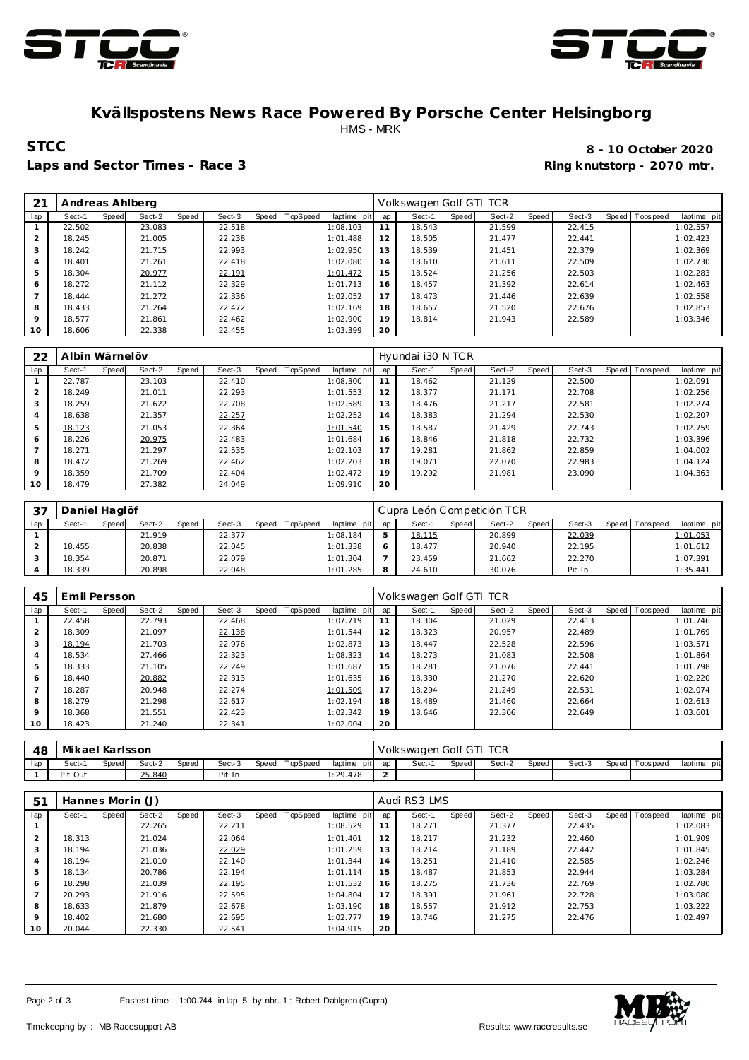# Kvällspostens News Race Powered By Porsche Center Helsingborg

HMS - MRK

**STCC**

**Laps and Sector Times - Race 3**

**8 - 10 October 2020**

**Ring knutstorp - 2070 mtr.**

| 21 | Andreas Ahlberg | | | | | | | | Volkswagen Golf GTI TCR | | | | | | | | |
|---|---|---|---|---|---|---|---|---|---|---|---|---|---|---|---|---|---|
| lap | Sect-1 | Speed | Sect-2 | Speed | Sect-3 | Speed | TopSpeed | laptime pit | lap | Sect-1 | Speed | Sect-2 | Speed | Sect-3 | Speed | Topspeed | laptime pit |
| 1 | 22.502 | | 23.083 | | 22.518 | | | 1:08.103 | 11 | 18.543 | | 21.599 | | 22.415 | | | 1:02.557 |
| 2 | 18.245 | | 21.005 | | 22.238 | | | 1:01.488 | 12 | 18.505 | | 21.477 | | 22.441 | | | 1:02.423 |
| 3 | 18.242 | | 21.715 | | 22.993 | | | 1:02.950 | 13 | 18.539 | | 21.451 | | 22.379 | | | 1:02.369 |
| 4 | 18.401 | | 21.261 | | 22.418 | | | 1:02.080 | 14 | 18.610 | | 21.611 | | 22.509 | | | 1:02.730 |
| 5 | 18.304 | | 20.977 | | 22.191 | | | 1:01.472 | 15 | 18.524 | | 21.256 | | 22.503 | | | 1:02.283 |
| 6 | 18.272 | | 21.112 | | 22.329 | | | 1:01.713 | 16 | 18.457 | | 21.392 | | 22.614 | | | 1:02.463 |
| 7 | 18.444 | | 21.272 | | 22.336 | | | 1:02.052 | 17 | 18.473 | | 21.446 | | 22.639 | | | 1:02.558 |
| 8 | 18.433 | | 21.264 | | 22.472 | | | 1:02.169 | 18 | 18.657 | | 21.520 | | 22.676 | | | 1:02.853 |
| 9 | 18.577 | | 21.861 | | 22.462 | | | 1:02.900 | 19 | 18.814 | | 21.943 | | 22.589 | | | 1:03.346 |
| 10 | 18.606 | | 22.338 | | 22.455 | | | 1:03.399 | 20 | | | | | | | | |

| 22 | Albin Wärnelöv | | | | | | | | Hyundai i30 N TCR | | | | | | | | |
|---|---|---|---|---|---|---|---|---|---|---|---|---|---|---|---|---|---|
| lap | Sect-1 | Speed | Sect-2 | Speed | Sect-3 | Speed | TopSpeed | laptime pit | lap | Sect-1 | Speed | Sect-2 | Speed | Sect-3 | Speed | Topspeed | laptime pit |
| 1 | 22.787 | | 23.103 | | 22.410 | | | 1:08.300 | 11 | 18.462 | | 21.129 | | 22.500 | | | 1:02.091 |
| 2 | 18.249 | | 21.011 | | 22.293 | | | 1:01.553 | 12 | 18.377 | | 21.171 | | 22.708 | | | 1:02.256 |
| 3 | 18.259 | | 21.622 | | 22.708 | | | 1:02.589 | 13 | 18.476 | | 21.217 | | 22.581 | | | 1:02.274 |
| 4 | 18.638 | | 21.357 | | 22.257 | | | 1:02.252 | 14 | 18.383 | | 21.294 | | 22.530 | | | 1:02.207 |
| 5 | 18.123 | | 21.053 | | 22.364 | | | 1:01.540 | 15 | 18.587 | | 21.429 | | 22.743 | | | 1:02.759 |
| 6 | 18.226 | | 20.975 | | 22.483 | | | 1:01.684 | 16 | 18.846 | | 21.818 | | 22.732 | | | 1:03.396 |
| 7 | 18.271 | | 21.297 | | 22.535 | | | 1:02.103 | 17 | 19.281 | | 21.862 | | 22.859 | | | 1:04.002 |
| 8 | 18.472 | | 21.269 | | 22.462 | | | 1:02.203 | 18 | 19.071 | | 22.070 | | 22.983 | | | 1:04.124 |
| 9 | 18.359 | | 21.709 | | 22.404 | | | 1:02.472 | 19 | 19.292 | | 21.981 | | 23.090 | | | 1:04.363 |
| 10 | 18.479 | | 27.382 | | 24.049 | | | 1:09.910 | 20 | | | | | | | | |

| 37 | Daniel Haglöf | | | | | | | | Cupra León Competición TCR | | | | | | | | |
|---|---|---|---|---|---|---|---|---|---|---|---|---|---|---|---|---|---|
| lap | Sect-1 | Speed | Sect-2 | Speed | Sect-3 | Speed | TopSpeed | laptime pit | lap | Sect-1 | Speed | Sect-2 | Speed | Sect-3 | Speed | Topspeed | laptime pit |
| 1 | | | 21.919 | | 22.377 | | | 1:08.184 | 5 | 18.115 | | 20.899 | | 22.039 | | | 1:01.053 |
| 2 | 18.455 | | 20.838 | | 22.045 | | | 1:01.338 | 6 | 18.477 | | 20.940 | | 22.195 | | | 1:01.612 |
| 3 | 18.354 | | 20.871 | | 22.079 | | | 1:01.304 | 7 | 23.459 | | 21.662 | | 22.270 | | | 1:07.391 |
| 4 | 18.339 | | 20.898 | | 22.048 | | | 1:01.285 | 8 | 24.610 | | 30.076 | | Pit In | | | 1:35.441 |

| 45 | Emil Persson | | | | | | | | Volkswagen Golf GTI TCR | | | | | | | | |
|---|---|---|---|---|---|---|---|---|---|---|---|---|---|---|---|---|---|
| lap | Sect-1 | Speed | Sect-2 | Speed | Sect-3 | Speed | TopSpeed | laptime pit | lap | Sect-1 | Speed | Sect-2 | Speed | Sect-3 | Speed | Topspeed | laptime pit |
| 1 | 22.458 | | 22.793 | | 22.468 | | | 1:07.719 | 11 | 18.304 | | 21.029 | | 22.413 | | | 1:01.746 |
| 2 | 18.309 | | 21.097 | | 22.138 | | | 1:01.544 | 12 | 18.323 | | 20.957 | | 22.489 | | | 1:01.769 |
| 3 | 18.194 | | 21.703 | | 22.976 | | | 1:02.873 | 13 | 18.447 | | 22.528 | | 22.596 | | | 1:03.571 |
| 4 | 18.534 | | 27.466 | | 22.323 | | | 1:08.323 | 14 | 18.273 | | 21.083 | | 22.508 | | | 1:01.864 |
| 5 | 18.333 | | 21.105 | | 22.249 | | | 1:01.687 | 15 | 18.281 | | 21.076 | | 22.441 | | | 1:01.798 |
| 6 | 18.440 | | 20.882 | | 22.313 | | | 1:01.635 | 16 | 18.330 | | 21.270 | | 22.620 | | | 1:02.220 |
| 7 | 18.287 | | 20.948 | | 22.274 | | | 1:01.509 | 17 | 18.294 | | 21.249 | | 22.531 | | | 1:02.074 |
| 8 | 18.279 | | 21.298 | | 22.617 | | | 1:02.194 | 18 | 18.489 | | 21.460 | | 22.664 | | | 1:02.613 |
| 9 | 18.368 | | 21.551 | | 22.423 | | | 1:02.342 | 19 | 18.646 | | 22.306 | | 22.649 | | | 1:03.601 |
| 10 | 18.423 | | 21.240 | | 22.341 | | | 1:02.004 | 20 | | | | | | | | |

| 48 | Mikael Karlsson | | | | | | | | Volkswagen Golf GTI TCR | | | | | | | | |
|---|---|---|---|---|---|---|---|---|---|---|---|---|---|---|---|---|---|
| lap | Sect-1 | Speed | Sect-2 | Speed | Sect-3 | Speed | TopSpeed | laptime pit | lap | Sect-1 | Speed | Sect-2 | Speed | Sect-3 | Speed | Topspeed | laptime pit |
| 1 | Pit Out | | 25.840 | | Pit In | | | 1:29.478 | 2 | | | | | | | | |

| 51 | Hannes Morin (J) | | | | | | | | Audi RS3 LMS | | | | | | | | |
|---|---|---|---|---|---|---|---|---|---|---|---|---|---|---|---|---|---|
| lap | Sect-1 | Speed | Sect-2 | Speed | Sect-3 | Speed | TopSpeed | laptime pit | lap | Sect-1 | Speed | Sect-2 | Speed | Sect-3 | Speed | Topspeed | laptime pit |
| 1 | | | 22.265 | | 22.211 | | | 1:08.529 | 11 | 18.271 | | 21.377 | | 22.435 | | | 1:02.083 |
| 2 | 18.313 | | 21.024 | | 22.064 | | | 1:01.401 | 12 | 18.217 | | 21.232 | | 22.460 | | | 1:01.909 |
| 3 | 18.194 | | 21.036 | | 22.029 | | | 1:01.259 | 13 | 18.214 | | 21.189 | | 22.442 | | | 1:01.845 |
| 4 | 18.194 | | 21.010 | | 22.140 | | | 1:01.344 | 14 | 18.251 | | 21.410 | | 22.585 | | | 1:02.246 |
| 5 | 18.134 | | 20.786 | | 22.194 | | | 1:01.114 | 15 | 18.487 | | 21.853 | | 22.944 | | | 1:03.284 |
| 6 | 18.298 | | 21.039 | | 22.195 | | | 1:01.532 | 16 | 18.275 | | 21.736 | | 22.769 | | | 1:02.780 |
| 7 | 20.293 | | 21.916 | | 22.595 | | | 1:04.804 | 17 | 18.391 | | 21.961 | | 22.728 | | | 1:03.080 |
| 8 | 18.633 | | 21.879 | | 22.678 | | | 1:03.190 | 18 | 18.557 | | 21.912 | | 22.753 | | | 1:03.222 |
| 9 | 18.402 | | 21.680 | | 22.695 | | | 1:02.777 | 19 | 18.746 | | 21.275 | | 22.476 | | | 1:02.497 |
| 10 | 20.044 | | 22.330 | | 22.541 | | | 1:04.915 | 20 | | | | | | | | |

Fastest time : 1:00.744 in lap 5 by nbr. 1 : Robert Dahlgren (Cupra)

Timekeeping by : MB Racesupport AB

Results: www.raceresults.se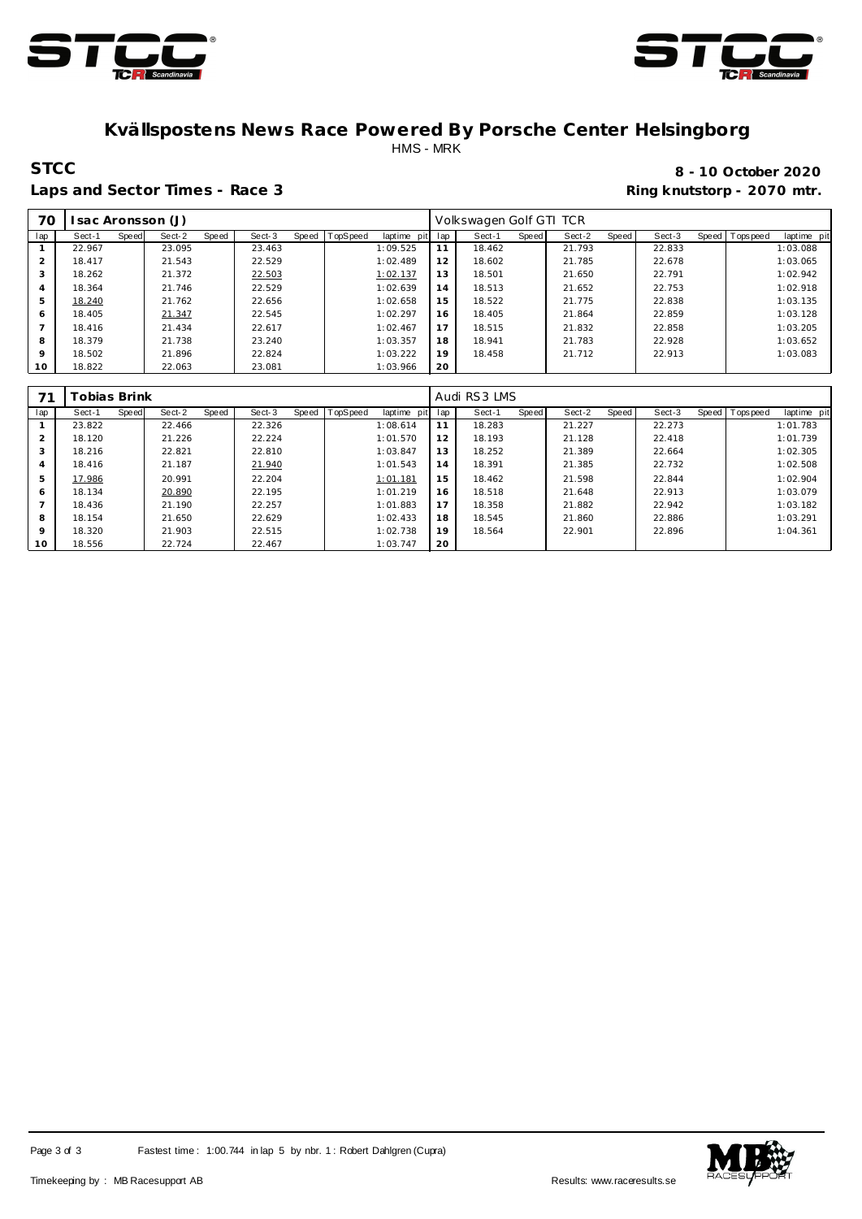# Kvällspostens News Race Powered By Porsche Center Helsingborg

HMS - MRK

**STCC**

**8 - 10 October 2020**

**Laps and Sector Times - Race 3**

**Ring knutstorp - 2070 mtr.**

| 70 | Isac Aronsson (J) | | | | | | | | Volkswagen Golf GTI TCR | | | | | | | | |
|---|---|---|---|---|---|---|---|---|---|---|---|---|---|---|---|---|---|
| lap | Sect-1 | Speed | Sect-2 | Speed | Sect-3 | Speed | TopSpeed | laptime pit | lap | Sect-1 | Speed | Sect-2 | Speed | Sect-3 | Speed | Topspeed | laptime pit |
| 1 | 22.967 | | 23.095 | | 23.463 | | | 1:09.525 | 11 | 18.462 | | 21.793 | | 22.833 | | | 1:03.088 |
| 2 | 18.417 | | 21.543 | | 22.529 | | | 1:02.489 | 12 | 18.602 | | 21.785 | | 22.678 | | | 1:03.065 |
| 3 | 18.262 | | 21.372 | | 22.503 | | | 1:02.137 | 13 | 18.501 | | 21.650 | | 22.791 | | | 1:02.942 |
| 4 | 18.364 | | 21.746 | | 22.529 | | | 1:02.639 | 14 | 18.513 | | 21.652 | | 22.753 | | | 1:02.918 |
| 5 | 18.240 | | 21.762 | | 22.656 | | | 1:02.658 | 15 | 18.522 | | 21.775 | | 22.838 | | | 1:03.135 |
| 6 | 18.405 | | 21.347 | | 22.545 | | | 1:02.297 | 16 | 18.405 | | 21.864 | | 22.859 | | | 1:03.128 |
| 7 | 18.416 | | 21.434 | | 22.617 | | | 1:02.467 | 17 | 18.515 | | 21.832 | | 22.858 | | | 1:03.205 |
| 8 | 18.379 | | 21.738 | | 23.240 | | | 1:03.357 | 18 | 18.941 | | 21.783 | | 22.928 | | | 1:03.652 |
| 9 | 18.502 | | 21.896 | | 22.824 | | | 1:03.222 | 19 | 18.458 | | 21.712 | | 22.913 | | | 1:03.083 |
| 10 | 18.822 | | 22.063 | | 23.081 | | | 1:03.966 | 20 | | | | | | | | |

| 71 | Tobias Brink | | | | | | | | Audi RS3 LMS | | | | | | | | |
|---|---|---|---|---|---|---|---|---|---|---|---|---|---|---|---|---|---|
| lap | Sect-1 | Speed | Sect-2 | Speed | Sect-3 | Speed | TopSpeed | laptime pit | lap | Sect-1 | Speed | Sect-2 | Speed | Sect-3 | Speed | Topspeed | laptime pit |
| 1 | 23.822 | | 22.466 | | 22.326 | | | 1:08.614 | 11 | 18.283 | | 21.227 | | 22.273 | | | 1:01.783 |
| 2 | 18.120 | | 21.226 | | 22.224 | | | 1:01.570 | 12 | 18.193 | | 21.128 | | 22.418 | | | 1:01.739 |
| 3 | 18.216 | | 22.821 | | 22.810 | | | 1:03.847 | 13 | 18.252 | | 21.389 | | 22.664 | | | 1:02.305 |
| 4 | 18.416 | | 21.187 | | 21.940 | | | 1:01.543 | 14 | 18.391 | | 21.385 | | 22.732 | | | 1:02.508 |
| 5 | 17.986 | | 20.991 | | 22.204 | | | 1:01.181 | 15 | 18.462 | | 21.598 | | 22.844 | | | 1:02.904 |
| 6 | 18.134 | | 20.890 | | 22.195 | | | 1:01.219 | 16 | 18.518 | | 21.648 | | 22.913 | | | 1:03.079 |
| 7 | 18.436 | | 21.190 | | 22.257 | | | 1:01.883 | 17 | 18.358 | | 21.882 | | 22.942 | | | 1:03.182 |
| 8 | 18.154 | | 21.650 | | 22.629 | | | 1:02.433 | 18 | 18.545 | | 21.860 | | 22.886 | | | 1:03.291 |
| 9 | 18.320 | | 21.903 | | 22.515 | | | 1:02.738 | 19 | 18.564 | | 22.901 | | 22.896 | | | 1:04.361 |
| 10 | 18.556 | | 22.724 | | 22.467 | | | 1:03.747 | 20 | | | | | | | | |

Fastest time : 1:00.744 in lap 5 by nbr. 1 : Robert Dahlgren (Cupra)

Timekeeping by : MB Racesupport AB

Results: www.raceresults.se